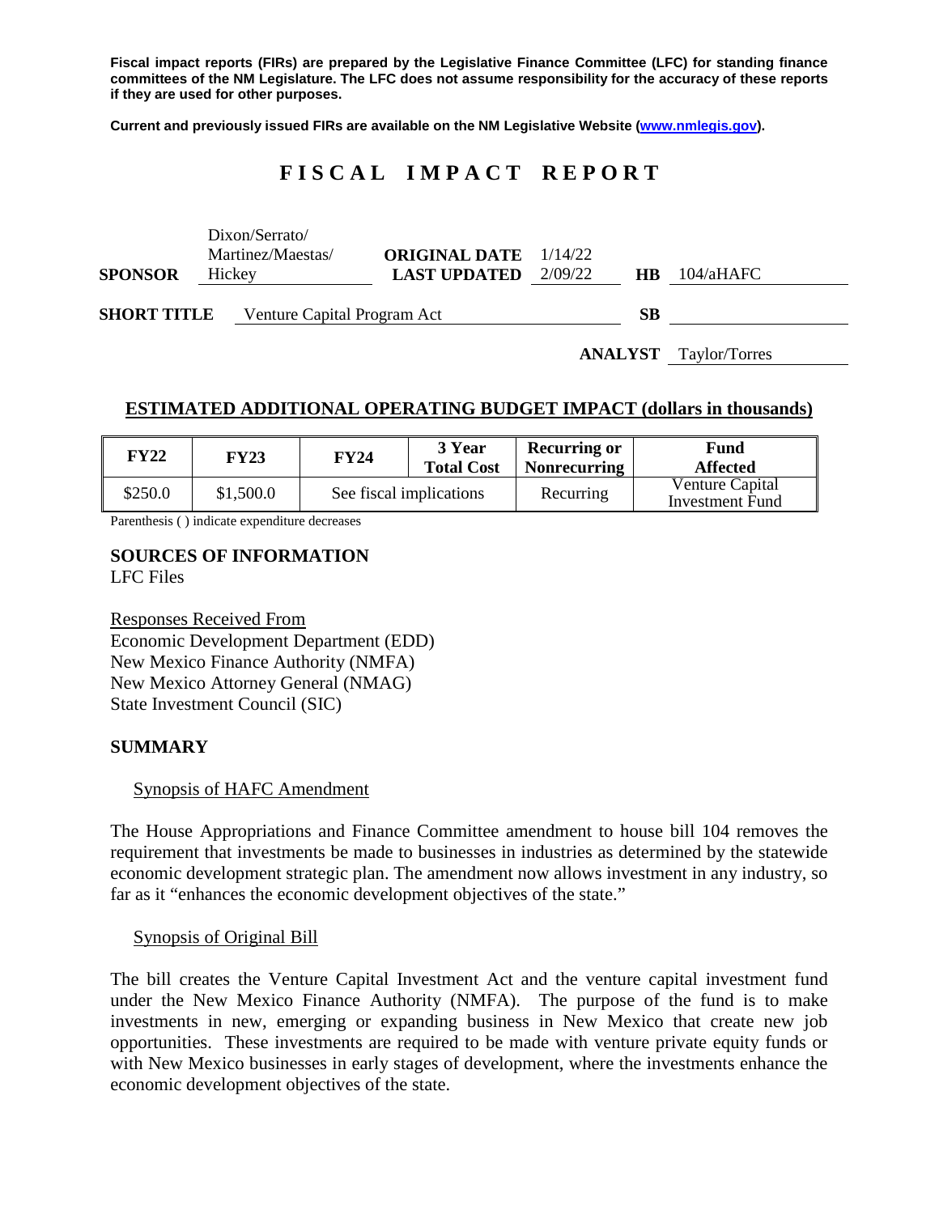**Fiscal impact reports (FIRs) are prepared by the Legislative Finance Committee (LFC) for standing finance committees of the NM Legislature. The LFC does not assume responsibility for the accuracy of these reports if they are used for other purposes.**

**Current and previously issued FIRs are available on the NM Legislative Website (www.nmlegis.gov).**

# F I S C A L I M P A C T R E P O R T

| | | | | | |
|---|---|---|---|---|---|
| **SPONSOR** | Dixon/Serrato/ Martinez/Maestas/ Hickey | **ORIGINAL DATE** **LAST UPDATED** | 1/14/22 2/09/22 | **HB** | 104/aHAFC |
| **SHORT TITLE** | Venture Capital Program Act | | | **SB** | |
| | | | | **ANALYST** | Taylor/Torres |

## ESTIMATED ADDITIONAL OPERATING BUDGET IMPACT (dollars in thousands)

| FY22 | FY23 | FY24 | 3 Year Total Cost | Recurring or Nonrecurring | Fund Affected |
|---|---|---|---|---|---|
| $250.0 | $1,500.0 | See fiscal implications | | Recurring | Venture Capital Investment Fund |

Parenthesis ( ) indicate expenditure decreases

## SOURCES OF INFORMATION

LFC Files

Responses Received From
Economic Development Department (EDD)
New Mexico Finance Authority (NMFA)
New Mexico Attorney General (NMAG)
State Investment Council (SIC)

## SUMMARY

### Synopsis of HAFC Amendment

The House Appropriations and Finance Committee amendment to house bill 104 removes the requirement that investments be made to businesses in industries as determined by the statewide economic development strategic plan. The amendment now allows investment in any industry, so far as it "enhances the economic development objectives of the state."

### Synopsis of Original Bill

The bill creates the Venture Capital Investment Act and the venture capital investment fund under the New Mexico Finance Authority (NMFA). The purpose of the fund is to make investments in new, emerging or expanding business in New Mexico that create new job opportunities. These investments are required to be made with venture private equity funds or with New Mexico businesses in early stages of development, where the investments enhance the economic development objectives of the state.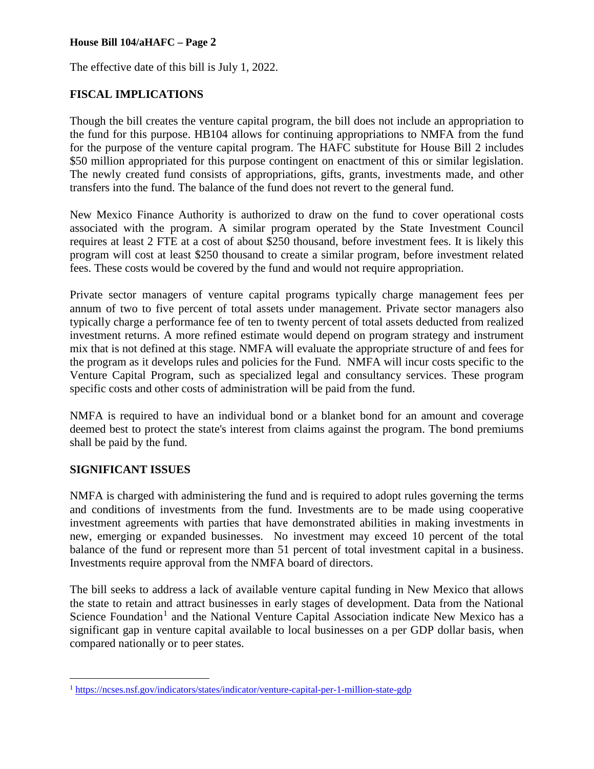The effective date of this bill is July 1, 2022.

## FISCAL IMPLICATIONS

Though the bill creates the venture capital program, the bill does not include an appropriation to the fund for this purpose. HB104 allows for continuing appropriations to NMFA from the fund for the purpose of the venture capital program. The HAFC substitute for House Bill 2 includes $50 million appropriated for this purpose contingent on enactment of this or similar legislation. The newly created fund consists of appropriations, gifts, grants, investments made, and other transfers into the fund. The balance of the fund does not revert to the general fund.

New Mexico Finance Authority is authorized to draw on the fund to cover operational costs associated with the program. A similar program operated by the State Investment Council requires at least 2 FTE at a cost of about $250 thousand, before investment fees. It is likely this program will cost at least $250 thousand to create a similar program, before investment related fees. These costs would be covered by the fund and would not require appropriation.

Private sector managers of venture capital programs typically charge management fees per annum of two to five percent of total assets under management. Private sector managers also typically charge a performance fee of ten to twenty percent of total assets deducted from realized investment returns. A more refined estimate would depend on program strategy and instrument mix that is not defined at this stage. NMFA will evaluate the appropriate structure of and fees for the program as it develops rules and policies for the Fund. NMFA will incur costs specific to the Venture Capital Program, such as specialized legal and consultancy services. These program specific costs and other costs of administration will be paid from the fund.

NMFA is required to have an individual bond or a blanket bond for an amount and coverage deemed best to protect the state's interest from claims against the program. The bond premiums shall be paid by the fund.

## SIGNIFICANT ISSUES

NMFA is charged with administering the fund and is required to adopt rules governing the terms and conditions of investments from the fund. Investments are to be made using cooperative investment agreements with parties that have demonstrated abilities in making investments in new, emerging or expanded businesses. No investment may exceed 10 percent of the total balance of the fund or represent more than 51 percent of total investment capital in a business. Investments require approval from the NMFA board of directors.

The bill seeks to address a lack of available venture capital funding in New Mexico that allows the state to retain and attract businesses in early stages of development. Data from the National Science Foundation[1] and the National Venture Capital Association indicate New Mexico has a significant gap in venture capital available to local businesses on a per GDP dollar basis, when compared nationally or to peer states.

---

[1] https://ncses.nsf.gov/indicators/states/indicator/venture-capital-per-1-million-state-gdp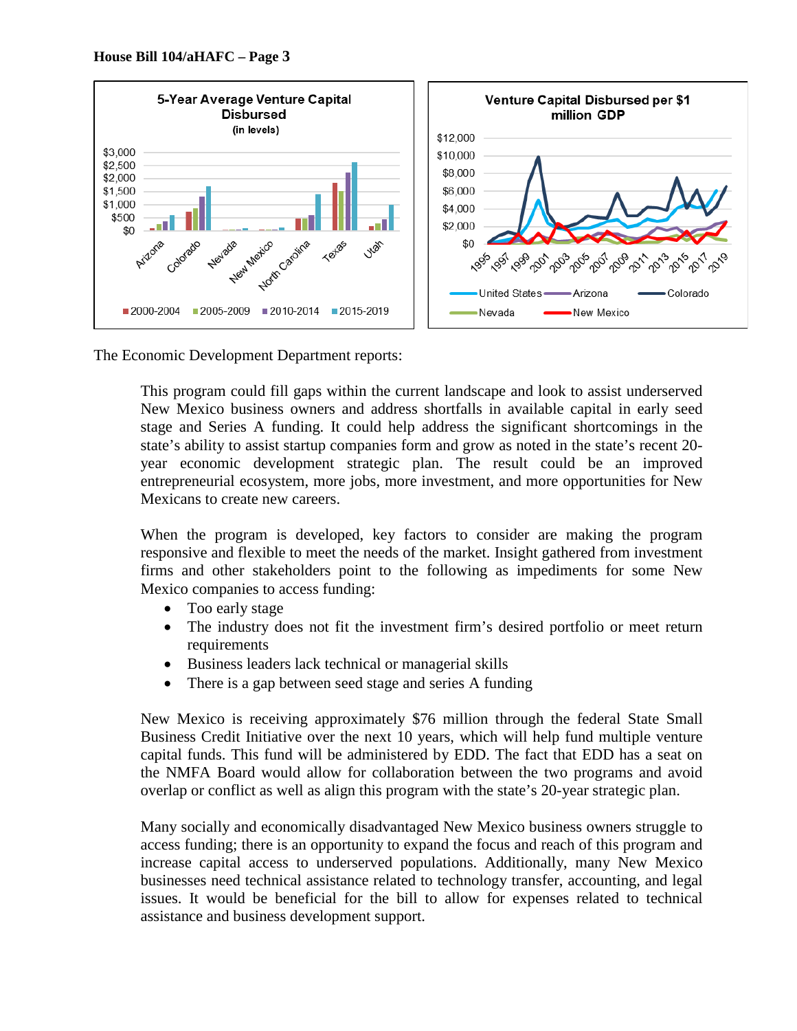The Economic Development Department reports:

> This program could fill gaps within the current landscape and look to assist underserved New Mexico business owners and address shortfalls in available capital in early seed stage and Series A funding. It could help address the significant shortcomings in the state's ability to assist startup companies form and grow as noted in the state's recent 20-year economic development strategic plan. The result could be an improved entrepreneurial ecosystem, more jobs, more investment, and more opportunities for New Mexicans to create new careers.
>
> When the program is developed, key factors to consider are making the program responsive and flexible to meet the needs of the market. Insight gathered from investment firms and other stakeholders point to the following as impediments for some New Mexico companies to access funding:
>
> - Too early stage
> - The industry does not fit the investment firm's desired portfolio or meet return requirements
> - Business leaders lack technical or managerial skills
> - There is a gap between seed stage and series A funding
>
> New Mexico is receiving approximately $76 million through the federal State Small Business Credit Initiative over the next 10 years, which will help fund multiple venture capital funds. This fund will be administered by EDD. The fact that EDD has a seat on the NMFA Board would allow for collaboration between the two programs and avoid overlap or conflict as well as align this program with the state's 20-year strategic plan.
>
> Many socially and economically disadvantaged New Mexico business owners struggle to access funding; there is an opportunity to expand the focus and reach of this program and increase capital access to underserved populations. Additionally, many New Mexico businesses need technical assistance related to technology transfer, accounting, and legal issues. It would be beneficial for the bill to allow for expenses related to technical assistance and business development support.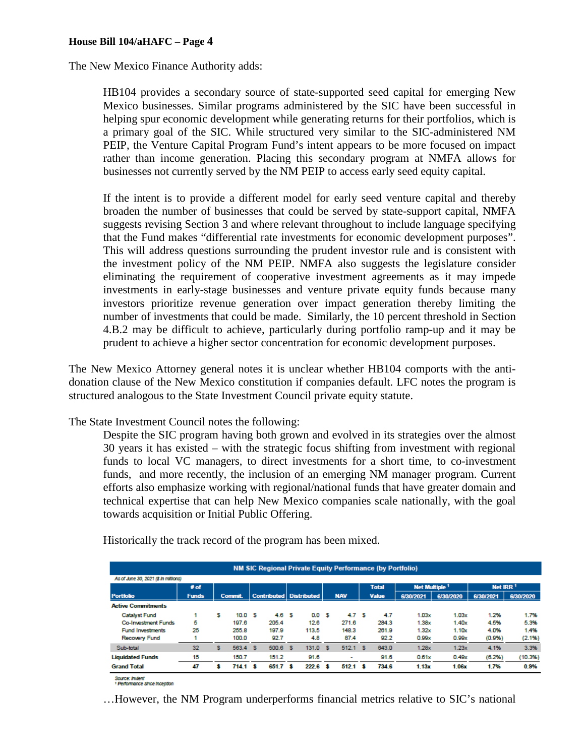**House Bill 104/aHAFC – Page 4**

The New Mexico Finance Authority adds:

> HB104 provides a secondary source of state-supported seed capital for emerging New Mexico businesses. Similar programs administered by the SIC have been successful in helping spur economic development while generating returns for their portfolios, which is a primary goal of the SIC. While structured very similar to the SIC-administered NM PEIP, the Venture Capital Program Fund's intent appears to be more focused on impact rather than income generation. Placing this secondary program at NMFA allows for businesses not currently served by the NM PEIP to access early seed equity capital.
>
> If the intent is to provide a different model for early seed venture capital and thereby broaden the number of businesses that could be served by state-support capital, NMFA suggests revising Section 3 and where relevant throughout to include language specifying that the Fund makes "differential rate investments for economic development purposes". This will address questions surrounding the prudent investor rule and is consistent with the investment policy of the NM PEIP. NMFA also suggests the legislature consider eliminating the requirement of cooperative investment agreements as it may impede investments in early-stage businesses and venture private equity funds because many investors prioritize revenue generation over impact generation thereby limiting the number of investments that could be made. Similarly, the 10 percent threshold in Section 4.B.2 may be difficult to achieve, particularly during portfolio ramp-up and it may be prudent to achieve a higher sector concentration for economic development purposes.

The New Mexico Attorney general notes it is unclear whether HB104 comports with the anti-donation clause of the New Mexico constitution if companies default. LFC notes the program is structured analogous to the State Investment Council private equity statute.

The State Investment Council notes the following:

> Despite the SIC program having both grown and evolved in its strategies over the almost 30 years it has existed – with the strategic focus shifting from investment with regional funds to local VC managers, to direct investments for a short time, to co-investment funds, and more recently, the inclusion of an emerging NM manager program. Current efforts also emphasize working with regional/national funds that have greater domain and technical expertise that can help New Mexico companies scale nationally, with the goal towards acquisition or Initial Public Offering.
>
> Historically the track record of the program has been mixed.

**NM SIC Regional Private Equity Performance (by Portfolio)**

*As of June 30, 2021 ($ in millions)*

| Portfolio | # of Funds | Commit. | Contributed | Distributed | NAV | Total Value | Net Multiple[1] 6/30/2021 | Net Multiple[1] 6/30/2020 | Net IRR[1] 6/30/2021 | Net IRR[1] 6/30/2020 |
|---|---|---|---|---|---|---|---|---|---|---|
| **Active Commitments** | | | | | | | | | | |
| Catalyst Fund | 1 | $ 10.0 | $ 4.6 | $ 0.0 | $ 4.7 | $ 4.7 | 1.03x | 1.03x | 1.2% | 1.7% |
| Co-Investment Funds | 5 | 197.6 | 205.4 | 12.6 | 271.6 | 284.3 | 1.38x | 1.40x | 4.5% | 5.3% |
| Fund Investments | 25 | 255.8 | 197.9 | 113.5 | 148.3 | 261.9 | 1.32x | 1.10x | 4.0% | 1.4% |
| Recovery Fund | 1 | 100.0 | 92.7 | 4.8 | 87.4 | 92.2 | 0.99x | 0.99x | (0.9%) | (2.1%) |
| Sub-total | 32 | $ 563.4 | $ 500.6 | $ 131.0 | $ 512.1 | $ 643.0 | 1.28x | 1.23x | 4.1% | 3.3% |
| **Liquidated Funds** | 15 | 150.7 | 151.2 | 91.6 | - | 91.6 | 0.61x | 0.49x | (6.2%) | (10.3%) |
| **Grand Total** | **47** | **$ 714.1** | **$ 651.7** | **$ 222.6** | **$ 512.1** | **$ 734.6** | **1.13x** | **1.06x** | **1.7%** | **0.9%** |

*Source: Invient*
*[1] Performance since inception*

> …However, the NM Program underperforms financial metrics relative to SIC's national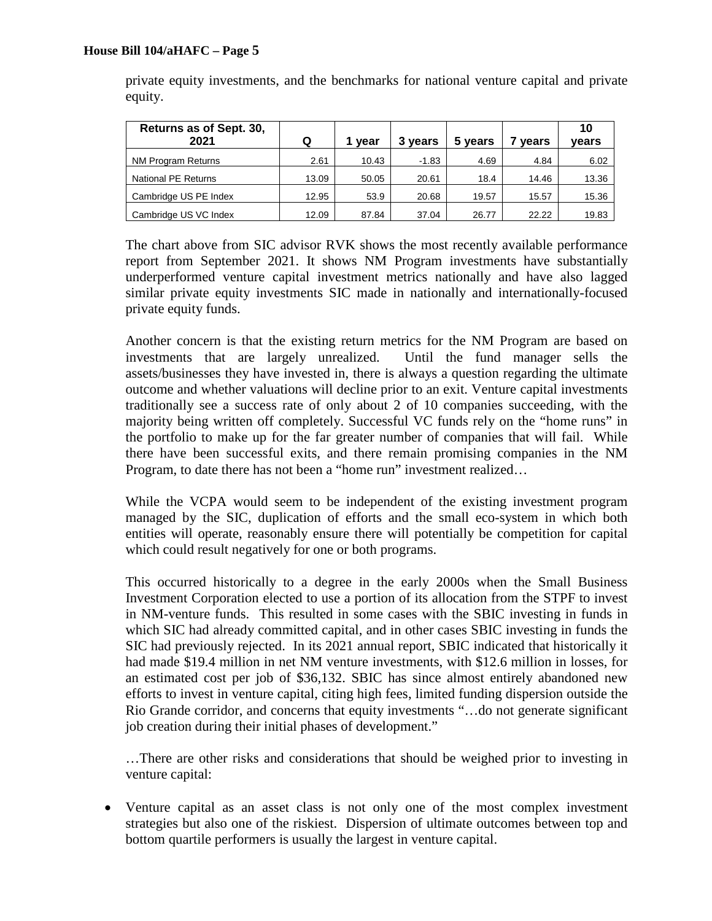private equity investments, and the benchmarks for national venture capital and private equity.

| Returns as of Sept. 30, 2021 | Q | 1 year | 3 years | 5 years | 7 years | 10 years |
|---|---|---|---|---|---|---|
| NM Program Returns | 2.61 | 10.43 | -1.83 | 4.69 | 4.84 | 6.02 |
| National PE Returns | 13.09 | 50.05 | 20.61 | 18.4 | 14.46 | 13.36 |
| Cambridge US PE Index | 12.95 | 53.9 | 20.68 | 19.57 | 15.57 | 15.36 |
| Cambridge US VC Index | 12.09 | 87.84 | 37.04 | 26.77 | 22.22 | 19.83 |

The chart above from SIC advisor RVK shows the most recently available performance report from September 2021. It shows NM Program investments have substantially underperformed venture capital investment metrics nationally and have also lagged similar private equity investments SIC made in nationally and internationally-focused private equity funds.

Another concern is that the existing return metrics for the NM Program are based on investments that are largely unrealized. Until the fund manager sells the assets/businesses they have invested in, there is always a question regarding the ultimate outcome and whether valuations will decline prior to an exit. Venture capital investments traditionally see a success rate of only about 2 of 10 companies succeeding, with the majority being written off completely. Successful VC funds rely on the "home runs" in the portfolio to make up for the far greater number of companies that will fail. While there have been successful exits, and there remain promising companies in the NM Program, to date there has not been a "home run" investment realized…

While the VCPA would seem to be independent of the existing investment program managed by the SIC, duplication of efforts and the small eco-system in which both entities will operate, reasonably ensure there will potentially be competition for capital which could result negatively for one or both programs.

This occurred historically to a degree in the early 2000s when the Small Business Investment Corporation elected to use a portion of its allocation from the STPF to invest in NM-venture funds. This resulted in some cases with the SBIC investing in funds in which SIC had already committed capital, and in other cases SBIC investing in funds the SIC had previously rejected. In its 2021 annual report, SBIC indicated that historically it had made $19.4 million in net NM venture investments, with $12.6 million in losses, for an estimated cost per job of $36,132. SBIC has since almost entirely abandoned new efforts to invest in venture capital, citing high fees, limited funding dispersion outside the Rio Grande corridor, and concerns that equity investments "…do not generate significant job creation during their initial phases of development."

…There are other risks and considerations that should be weighed prior to investing in venture capital:

- Venture capital as an asset class is not only one of the most complex investment strategies but also one of the riskiest. Dispersion of ultimate outcomes between top and bottom quartile performers is usually the largest in venture capital.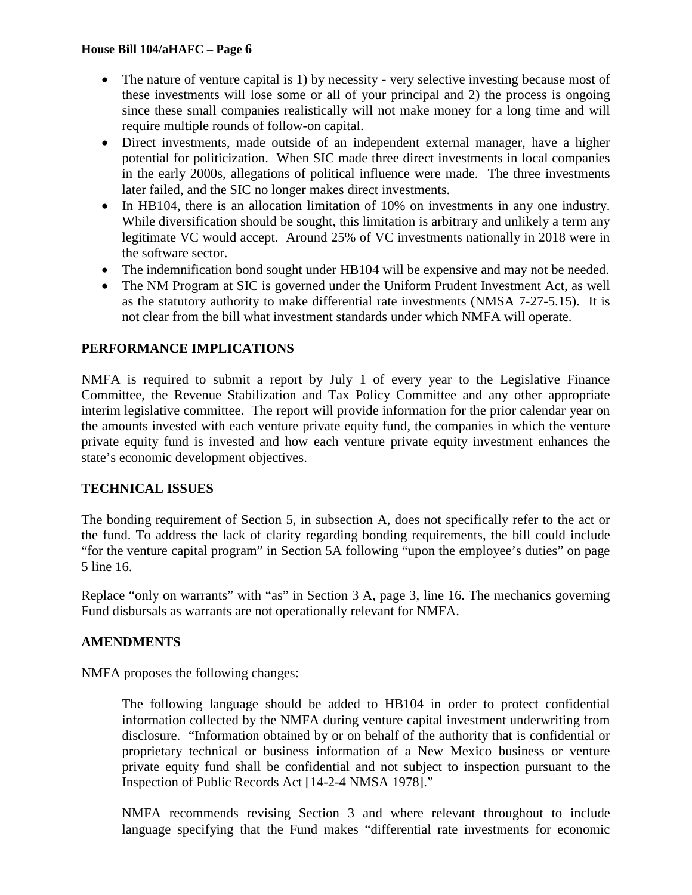- The nature of venture capital is 1) by necessity - very selective investing because most of these investments will lose some or all of your principal and 2) the process is ongoing since these small companies realistically will not make money for a long time and will require multiple rounds of follow-on capital.
- Direct investments, made outside of an independent external manager, have a higher potential for politicization. When SIC made three direct investments in local companies in the early 2000s, allegations of political influence were made. The three investments later failed, and the SIC no longer makes direct investments.
- In HB104, there is an allocation limitation of 10% on investments in any one industry. While diversification should be sought, this limitation is arbitrary and unlikely a term any legitimate VC would accept. Around 25% of VC investments nationally in 2018 were in the software sector.
- The indemnification bond sought under HB104 will be expensive and may not be needed.
- The NM Program at SIC is governed under the Uniform Prudent Investment Act, as well as the statutory authority to make differential rate investments (NMSA 7-27-5.15). It is not clear from the bill what investment standards under which NMFA will operate.

## PERFORMANCE IMPLICATIONS

NMFA is required to submit a report by July 1 of every year to the Legislative Finance Committee, the Revenue Stabilization and Tax Policy Committee and any other appropriate interim legislative committee. The report will provide information for the prior calendar year on the amounts invested with each venture private equity fund, the companies in which the venture private equity fund is invested and how each venture private equity investment enhances the state's economic development objectives.

## TECHNICAL ISSUES

The bonding requirement of Section 5, in subsection A, does not specifically refer to the act or the fund. To address the lack of clarity regarding bonding requirements, the bill could include "for the venture capital program" in Section 5A following "upon the employee's duties" on page 5 line 16.

Replace "only on warrants" with "as" in Section 3 A, page 3, line 16. The mechanics governing Fund disbursals as warrants are not operationally relevant for NMFA.

## AMENDMENTS

NMFA proposes the following changes:

> The following language should be added to HB104 in order to protect confidential information collected by the NMFA during venture capital investment underwriting from disclosure. "Information obtained by or on behalf of the authority that is confidential or proprietary technical or business information of a New Mexico business or venture private equity fund shall be confidential and not subject to inspection pursuant to the Inspection of Public Records Act [14-2-4 NMSA 1978]."
>
> NMFA recommends revising Section 3 and where relevant throughout to include language specifying that the Fund makes "differential rate investments for economic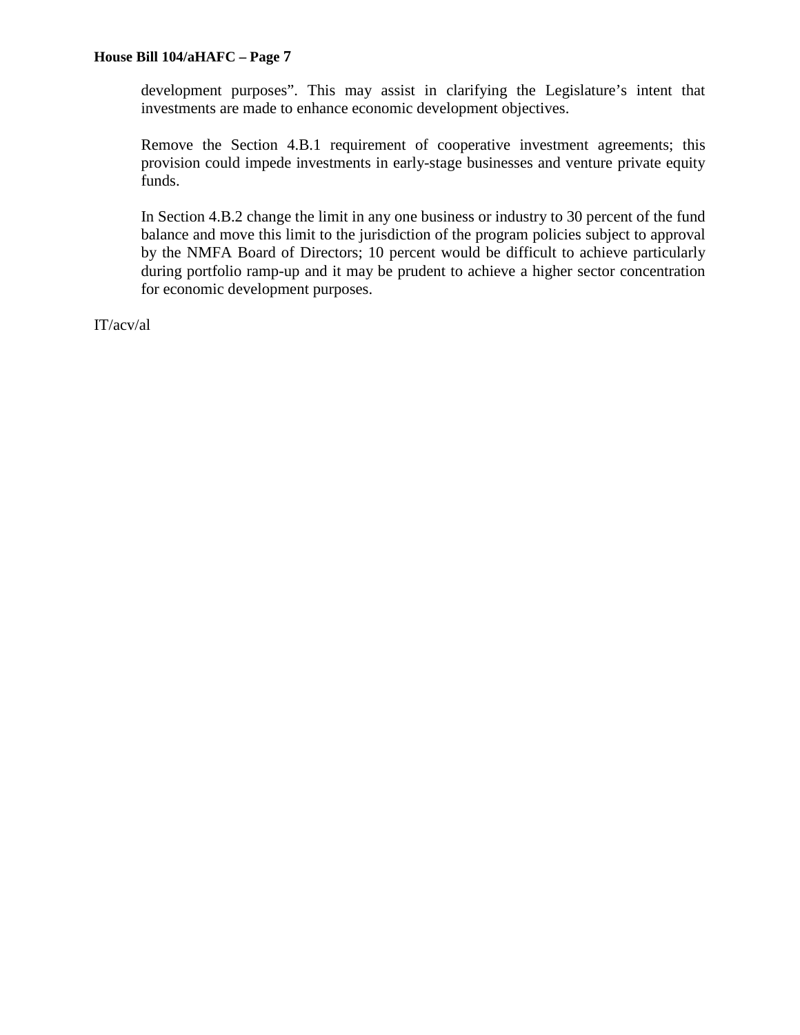development purposes”. This may assist in clarifying the Legislature’s intent that investments are made to enhance economic development objectives.

Remove the Section 4.B.1 requirement of cooperative investment agreements; this provision could impede investments in early-stage businesses and venture private equity funds.

In Section 4.B.2 change the limit in any one business or industry to 30 percent of the fund balance and move this limit to the jurisdiction of the program policies subject to approval by the NMFA Board of Directors; 10 percent would be difficult to achieve particularly during portfolio ramp-up and it may be prudent to achieve a higher sector concentration for economic development purposes.

IT/acv/al